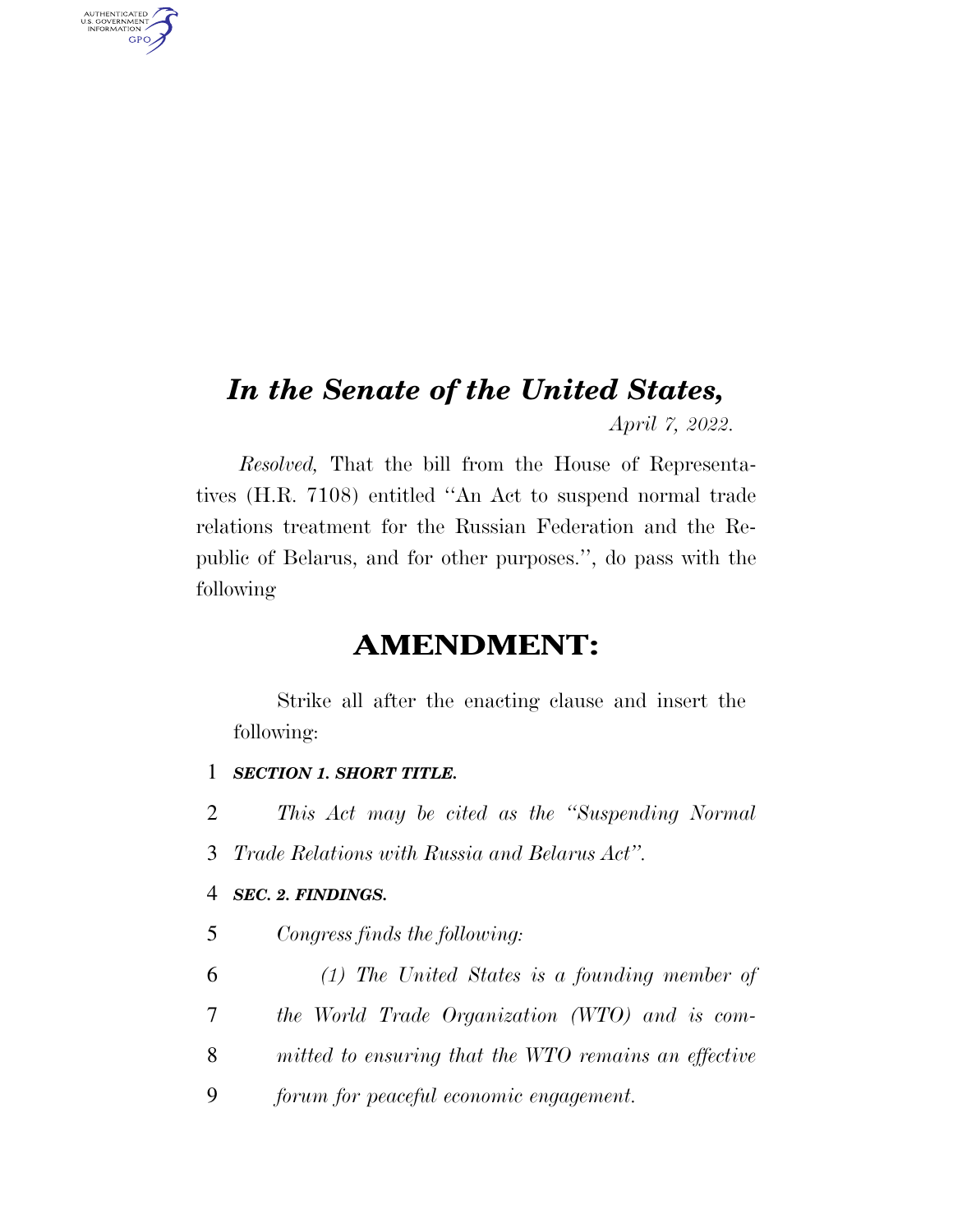# *In the Senate of the United States,*

*April 7, 2022.*

*Resolved,* That the bill from the House of Representatives (H.R. 7108) entitled "An Act to suspend normal trade relations treatment for the Russian Federation and the Republic of Belarus, and for other purposes.", do pass with the following

## AMENDMENT:

Strike all after the enacting clause and insert the following:

1 ***SECTION 1. SHORT TITLE.***

2 *This Act may be cited as the "Suspending Normal*
3 *Trade Relations with Russia and Belarus Act".*

4 ***SEC. 2. FINDINGS.***

5 *Congress finds the following:*

6 *(1) The United States is a founding member of*
7 *the World Trade Organization (WTO) and is com-*
8 *mitted to ensuring that the WTO remains an effective*
9 *forum for peaceful economic engagement.*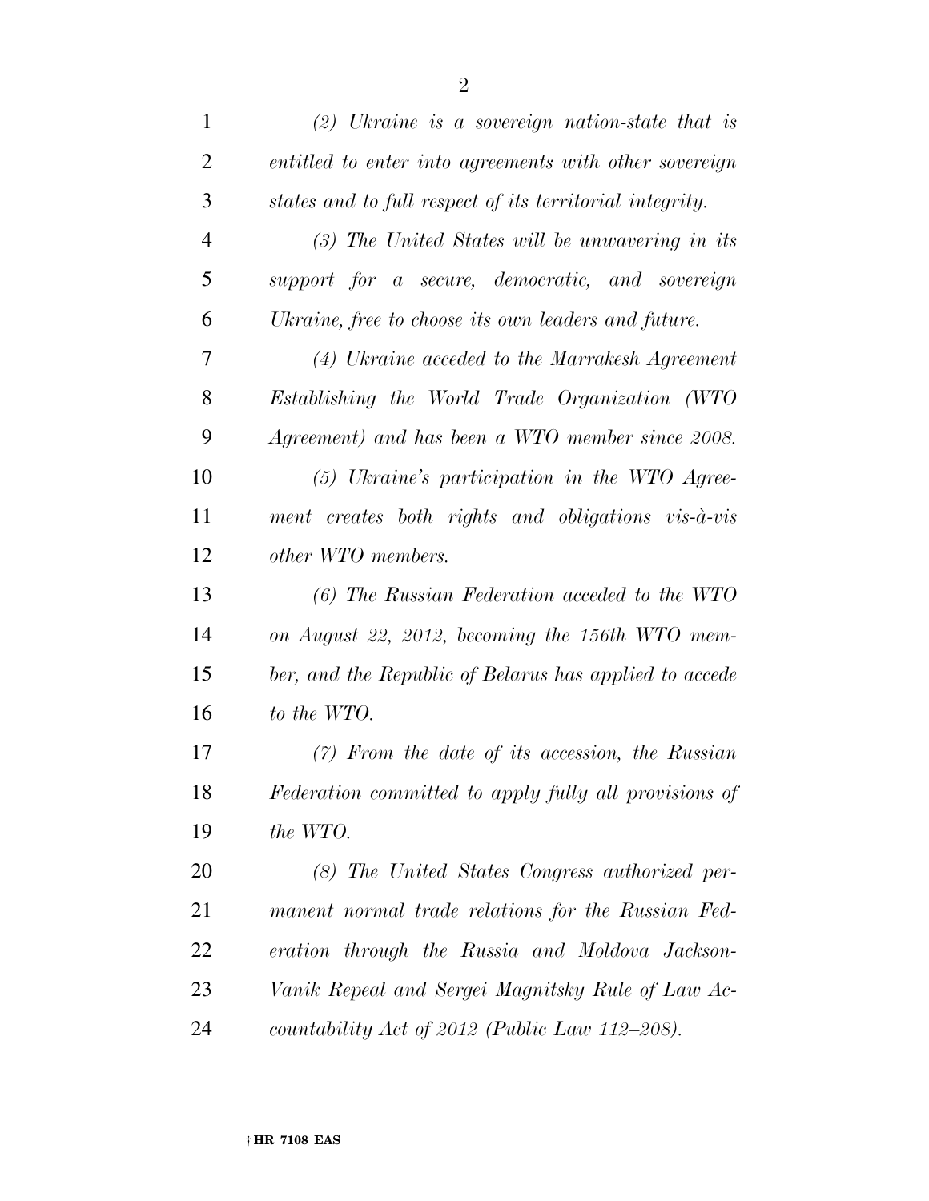*(2) Ukraine is a sovereign nation-state that is entitled to enter into agreements with other sovereign states and to full respect of its territorial integrity.*

*(3) The United States will be unwavering in its support for a secure, democratic, and sovereign Ukraine, free to choose its own leaders and future.*

*(4) Ukraine acceded to the Marrakesh Agreement Establishing the World Trade Organization (WTO Agreement) and has been a WTO member since 2008.*

*(5) Ukraine's participation in the WTO Agreement creates both rights and obligations vis-à-vis other WTO members.*

*(6) The Russian Federation acceded to the WTO on August 22, 2012, becoming the 156th WTO member, and the Republic of Belarus has applied to accede to the WTO.*

*(7) From the date of its accession, the Russian Federation committed to apply fully all provisions of the WTO.*

*(8) The United States Congress authorized permanent normal trade relations for the Russian Federation through the Russia and Moldova Jackson-Vanik Repeal and Sergei Magnitsky Rule of Law Accountability Act of 2012 (Public Law 112–208).*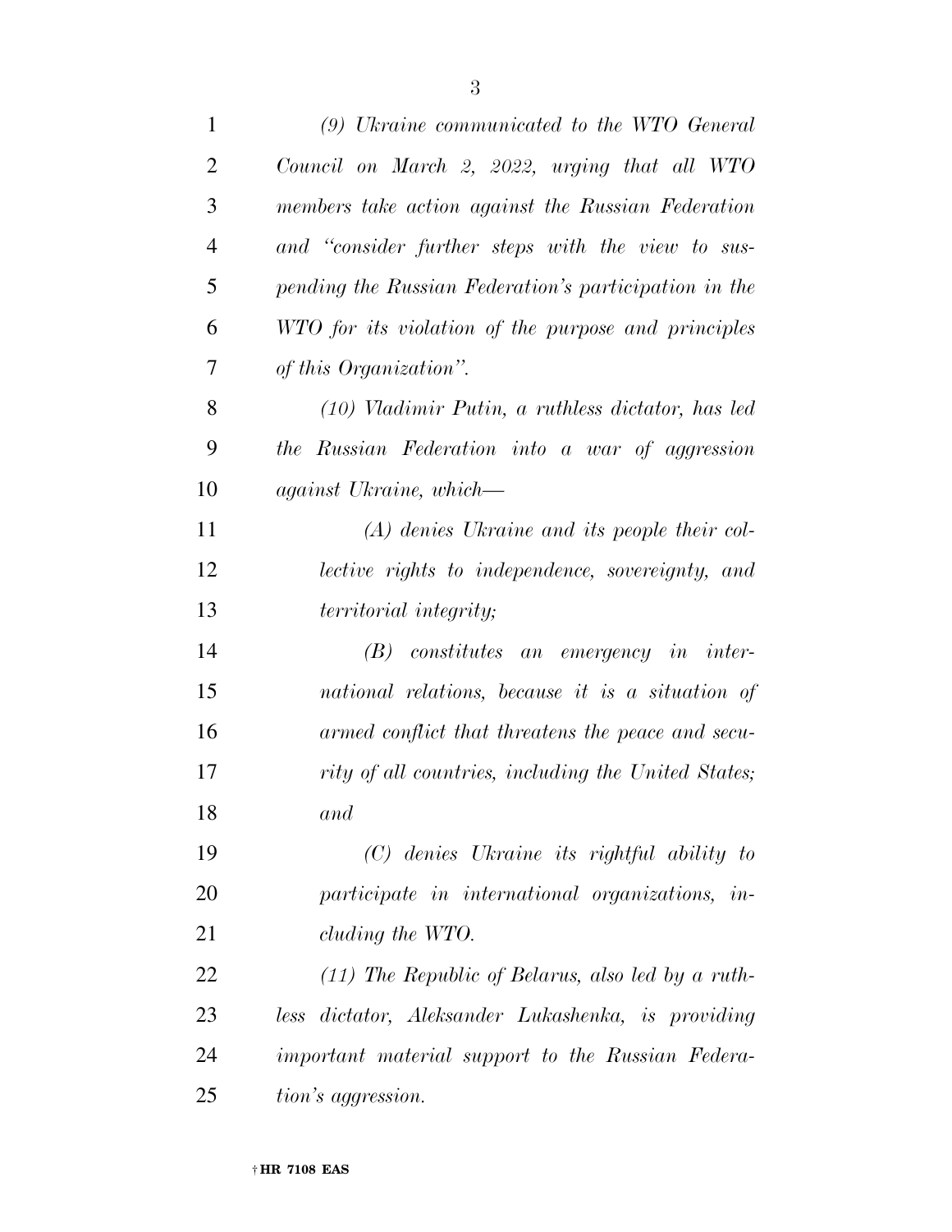*(9) Ukraine communicated to the WTO General Council on March 2, 2022, urging that all WTO members take action against the Russian Federation and "consider further steps with the view to suspending the Russian Federation's participation in the WTO for its violation of the purpose and principles of this Organization".*

*(10) Vladimir Putin, a ruthless dictator, has led the Russian Federation into a war of aggression against Ukraine, which—*

*(A) denies Ukraine and its people their collective rights to independence, sovereignty, and territorial integrity;*

*(B) constitutes an emergency in international relations, because it is a situation of armed conflict that threatens the peace and security of all countries, including the United States; and*

*(C) denies Ukraine its rightful ability to participate in international organizations, including the WTO.*

*(11) The Republic of Belarus, also led by a ruthless dictator, Aleksander Lukashenka, is providing important material support to the Russian Federation's aggression.*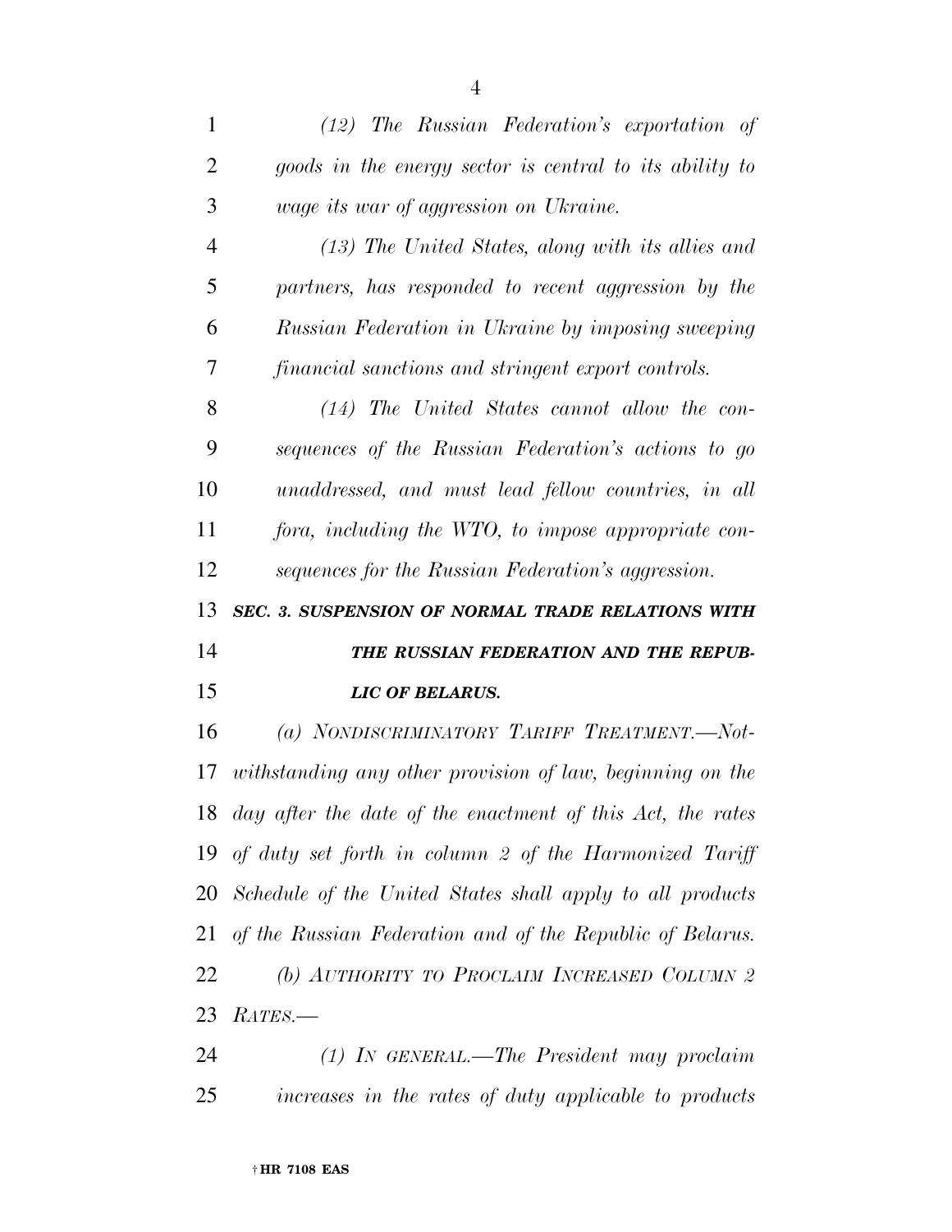*(12) The Russian Federation's exportation of goods in the energy sector is central to its ability to wage its war of aggression on Ukraine.*

*(13) The United States, along with its allies and partners, has responded to recent aggression by the Russian Federation in Ukraine by imposing sweeping financial sanctions and stringent export controls.*

*(14) The United States cannot allow the consequences of the Russian Federation's actions to go unaddressed, and must lead fellow countries, in all fora, including the WTO, to impose appropriate consequences for the Russian Federation's aggression.*

## ***SEC. 3. SUSPENSION OF NORMAL TRADE RELATIONS WITH THE RUSSIAN FEDERATION AND THE REPUBLIC OF BELARUS.***

*(a) NONDISCRIMINATORY TARIFF TREATMENT.—Notwithstanding any other provision of law, beginning on the day after the date of the enactment of this Act, the rates of duty set forth in column 2 of the Harmonized Tariff Schedule of the United States shall apply to all products of the Russian Federation and of the Republic of Belarus.*

*(b) AUTHORITY TO PROCLAIM INCREASED COLUMN 2 RATES.—*

*(1) IN GENERAL.—The President may proclaim increases in the rates of duty applicable to products*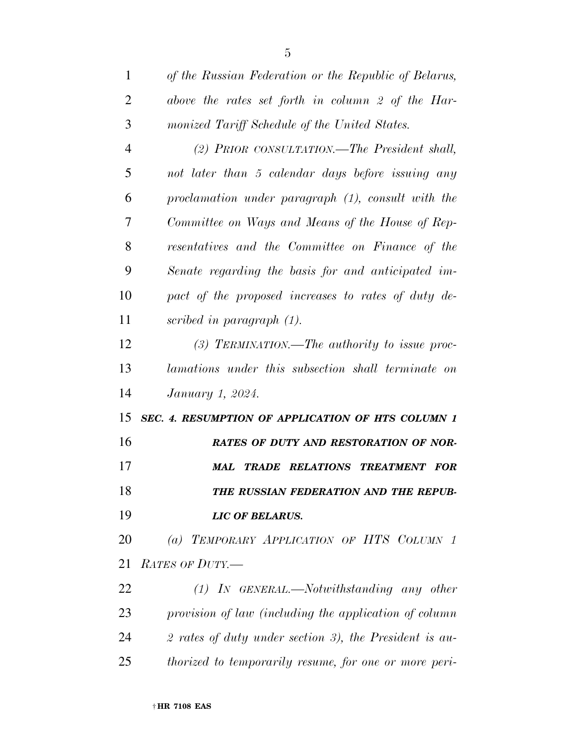*of the Russian Federation or the Republic of Belarus, above the rates set forth in column 2 of the Harmonized Tariff Schedule of the United States.*

*(2) PRIOR CONSULTATION.—The President shall, not later than 5 calendar days before issuing any proclamation under paragraph (1), consult with the Committee on Ways and Means of the House of Representatives and the Committee on Finance of the Senate regarding the basis for and anticipated impact of the proposed increases to rates of duty described in paragraph (1).*

*(3) TERMINATION.—The authority to issue proclamations under this subsection shall terminate on January 1, 2024.*

***SEC. 4. RESUMPTION OF APPLICATION OF HTS COLUMN 1 RATES OF DUTY AND RESTORATION OF NORMAL TRADE RELATIONS TREATMENT FOR THE RUSSIAN FEDERATION AND THE REPUBLIC OF BELARUS.***

*(a) TEMPORARY APPLICATION OF HTS COLUMN 1 RATES OF DUTY.—*

*(1) IN GENERAL.—Notwithstanding any other provision of law (including the application of column 2 rates of duty under section 3), the President is authorized to temporarily resume, for one or more peri-*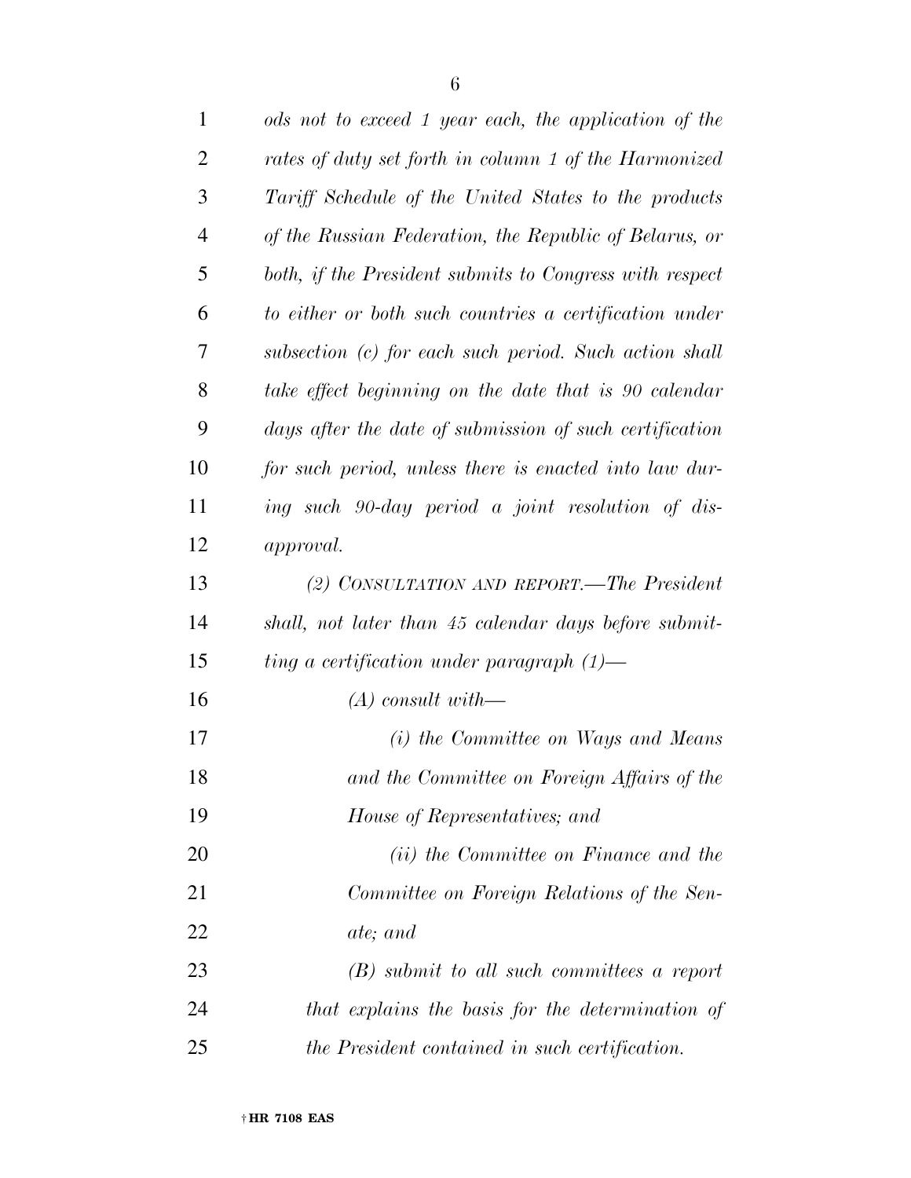*ods not to exceed 1 year each, the application of the rates of duty set forth in column 1 of the Harmonized Tariff Schedule of the United States to the products of the Russian Federation, the Republic of Belarus, or both, if the President submits to Congress with respect to either or both such countries a certification under subsection (c) for each such period. Such action shall take effect beginning on the date that is 90 calendar days after the date of submission of such certification for such period, unless there is enacted into law during such 90-day period a joint resolution of disapproval.*

*(2) CONSULTATION AND REPORT.—The President shall, not later than 45 calendar days before submitting a certification under paragraph (1)—*

*(A) consult with—*

*(i) the Committee on Ways and Means and the Committee on Foreign Affairs of the House of Representatives; and*

*(ii) the Committee on Finance and the Committee on Foreign Relations of the Senate; and*

*(B) submit to all such committees a report that explains the basis for the determination of the President contained in such certification.*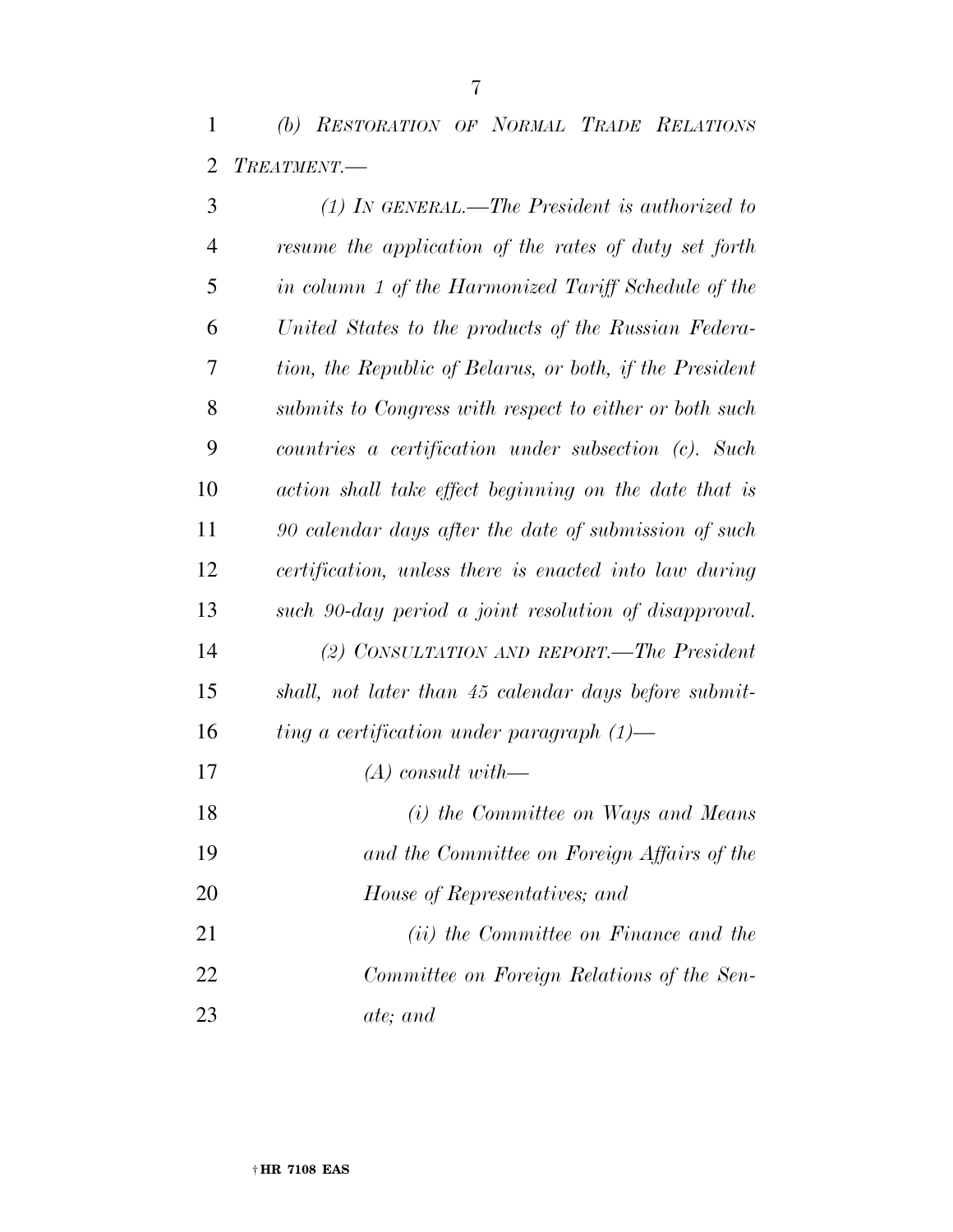*(b) RESTORATION OF NORMAL TRADE RELATIONS TREATMENT.—*

*(1) IN GENERAL.—The President is authorized to resume the application of the rates of duty set forth in column 1 of the Harmonized Tariff Schedule of the United States to the products of the Russian Federation, the Republic of Belarus, or both, if the President submits to Congress with respect to either or both such countries a certification under subsection (c). Such action shall take effect beginning on the date that is 90 calendar days after the date of submission of such certification, unless there is enacted into law during such 90-day period a joint resolution of disapproval.*

*(2) CONSULTATION AND REPORT.—The President shall, not later than 45 calendar days before submitting a certification under paragraph (1)—*

*(A) consult with—*

*(i) the Committee on Ways and Means and the Committee on Foreign Affairs of the House of Representatives; and*

*(ii) the Committee on Finance and the Committee on Foreign Relations of the Senate; and*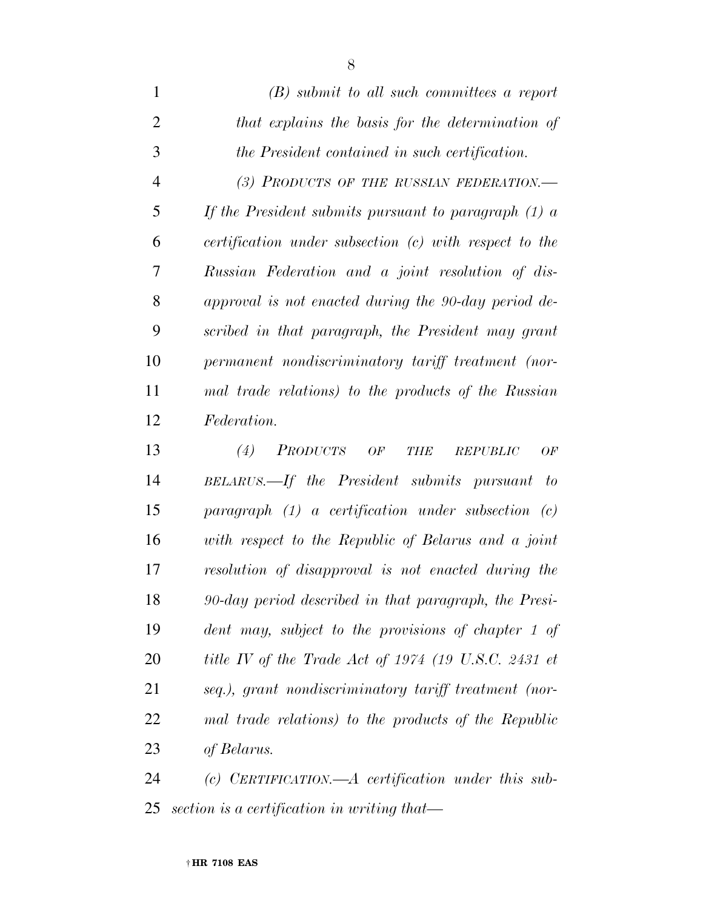*(B) submit to all such committees a report that explains the basis for the determination of the President contained in such certification.*

*(3) PRODUCTS OF THE RUSSIAN FEDERATION.—If the President submits pursuant to paragraph (1) a certification under subsection (c) with respect to the Russian Federation and a joint resolution of disapproval is not enacted during the 90-day period described in that paragraph, the President may grant permanent nondiscriminatory tariff treatment (normal trade relations) to the products of the Russian Federation.*

*(4) PRODUCTS OF THE REPUBLIC OF BELARUS.—If the President submits pursuant to paragraph (1) a certification under subsection (c) with respect to the Republic of Belarus and a joint resolution of disapproval is not enacted during the 90-day period described in that paragraph, the President may, subject to the provisions of chapter 1 of title IV of the Trade Act of 1974 (19 U.S.C. 2431 et seq.), grant nondiscriminatory tariff treatment (normal trade relations) to the products of the Republic of Belarus.*

*(c) CERTIFICATION.—A certification under this subsection is a certification in writing that—*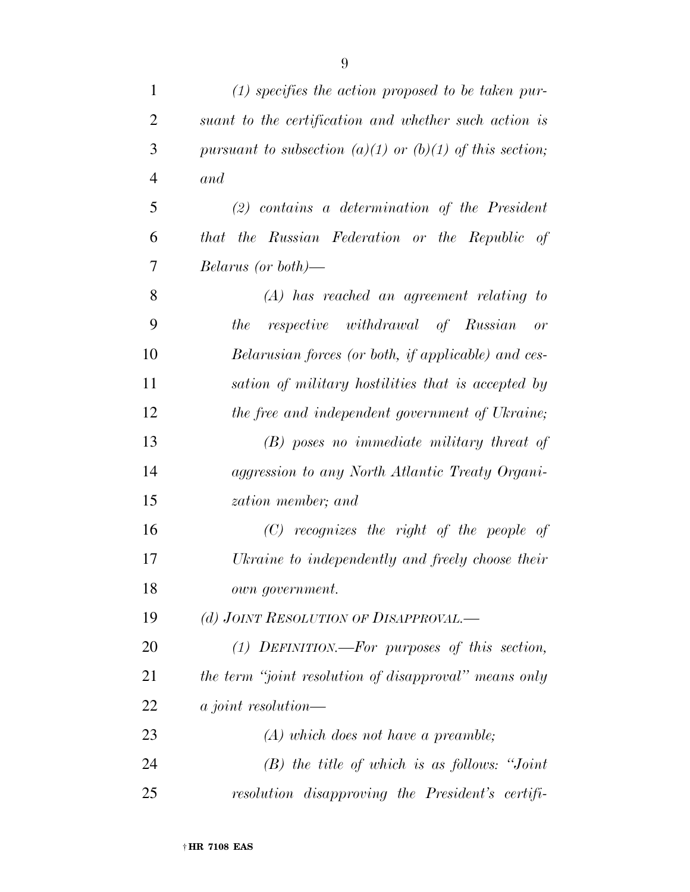*(1) specifies the action proposed to be taken pursuant to the certification and whether such action is pursuant to subsection (a)(1) or (b)(1) of this section; and*

*(2) contains a determination of the President that the Russian Federation or the Republic of Belarus (or both)—*

*(A) has reached an agreement relating to the respective withdrawal of Russian or Belarusian forces (or both, if applicable) and cessation of military hostilities that is accepted by the free and independent government of Ukraine;*

*(B) poses no immediate military threat of aggression to any North Atlantic Treaty Organization member; and*

*(C) recognizes the right of the people of Ukraine to independently and freely choose their own government.*

*(d) JOINT RESOLUTION OF DISAPPROVAL.—*

*(1) DEFINITION.—For purposes of this section, the term "joint resolution of disapproval" means only a joint resolution—*

*(A) which does not have a preamble;*

*(B) the title of which is as follows: "Joint resolution disapproving the President's certifi-*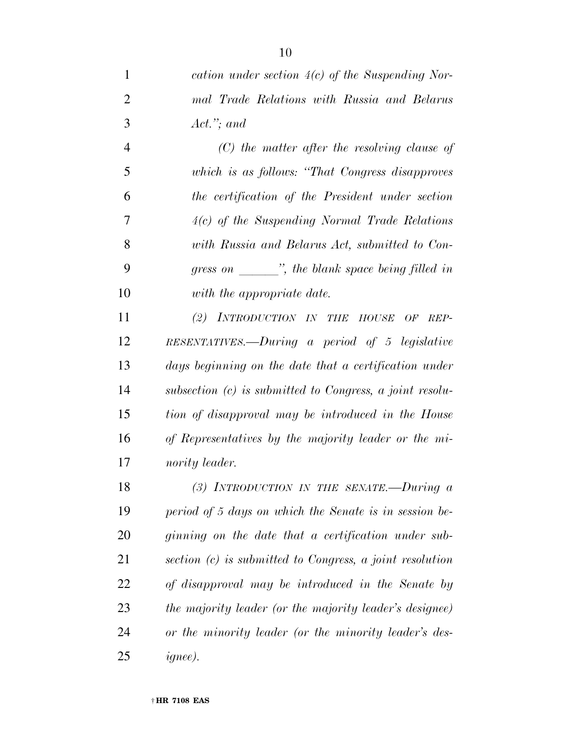*cation under section 4(c) of the Suspending Normal Trade Relations with Russia and Belarus Act."; and*

*(C) the matter after the resolving clause of which is as follows: "That Congress disapproves the certification of the President under section 4(c) of the Suspending Normal Trade Relations with Russia and Belarus Act, submitted to Congress on ______", the blank space being filled in with the appropriate date.*

*(2) INTRODUCTION IN THE HOUSE OF REPRESENTATIVES.—During a period of 5 legislative days beginning on the date that a certification under subsection (c) is submitted to Congress, a joint resolution of disapproval may be introduced in the House of Representatives by the majority leader or the minority leader.*

*(3) INTRODUCTION IN THE SENATE.—During a period of 5 days on which the Senate is in session beginning on the date that a certification under subsection (c) is submitted to Congress, a joint resolution of disapproval may be introduced in the Senate by the majority leader (or the majority leader's designee) or the minority leader (or the minority leader's designee).*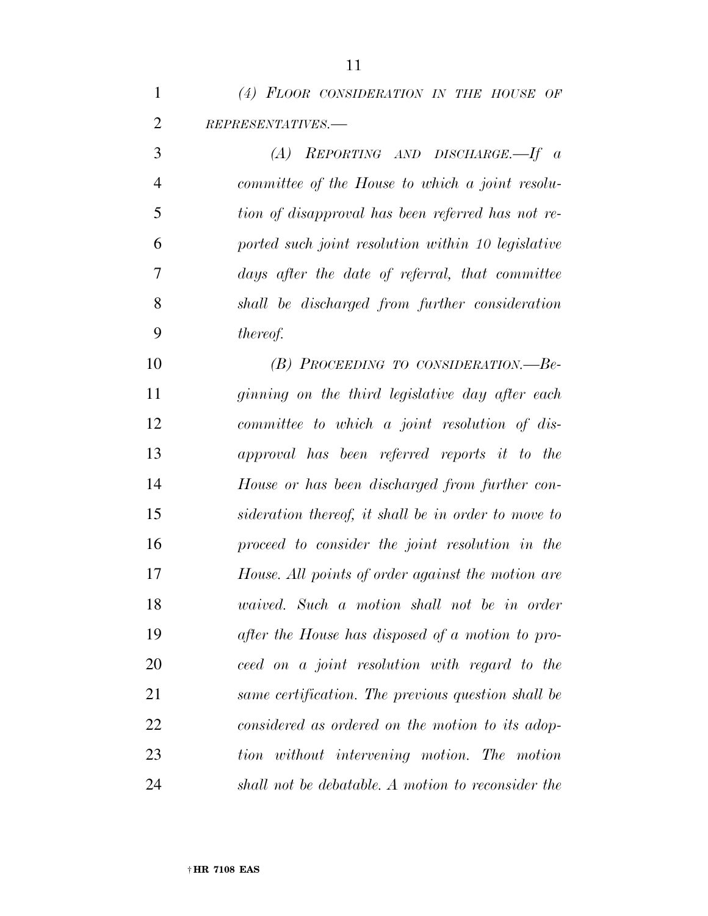*(4) FLOOR CONSIDERATION IN THE HOUSE OF REPRESENTATIVES.—*

*(A) REPORTING AND DISCHARGE.—If a committee of the House to which a joint resolution of disapproval has been referred has not reported such joint resolution within 10 legislative days after the date of referral, that committee shall be discharged from further consideration thereof.*

*(B) PROCEEDING TO CONSIDERATION.—Beginning on the third legislative day after each committee to which a joint resolution of disapproval has been referred reports it to the House or has been discharged from further consideration thereof, it shall be in order to move to proceed to consider the joint resolution in the House. All points of order against the motion are waived. Such a motion shall not be in order after the House has disposed of a motion to proceed on a joint resolution with regard to the same certification. The previous question shall be considered as ordered on the motion to its adoption without intervening motion. The motion shall not be debatable. A motion to reconsider the*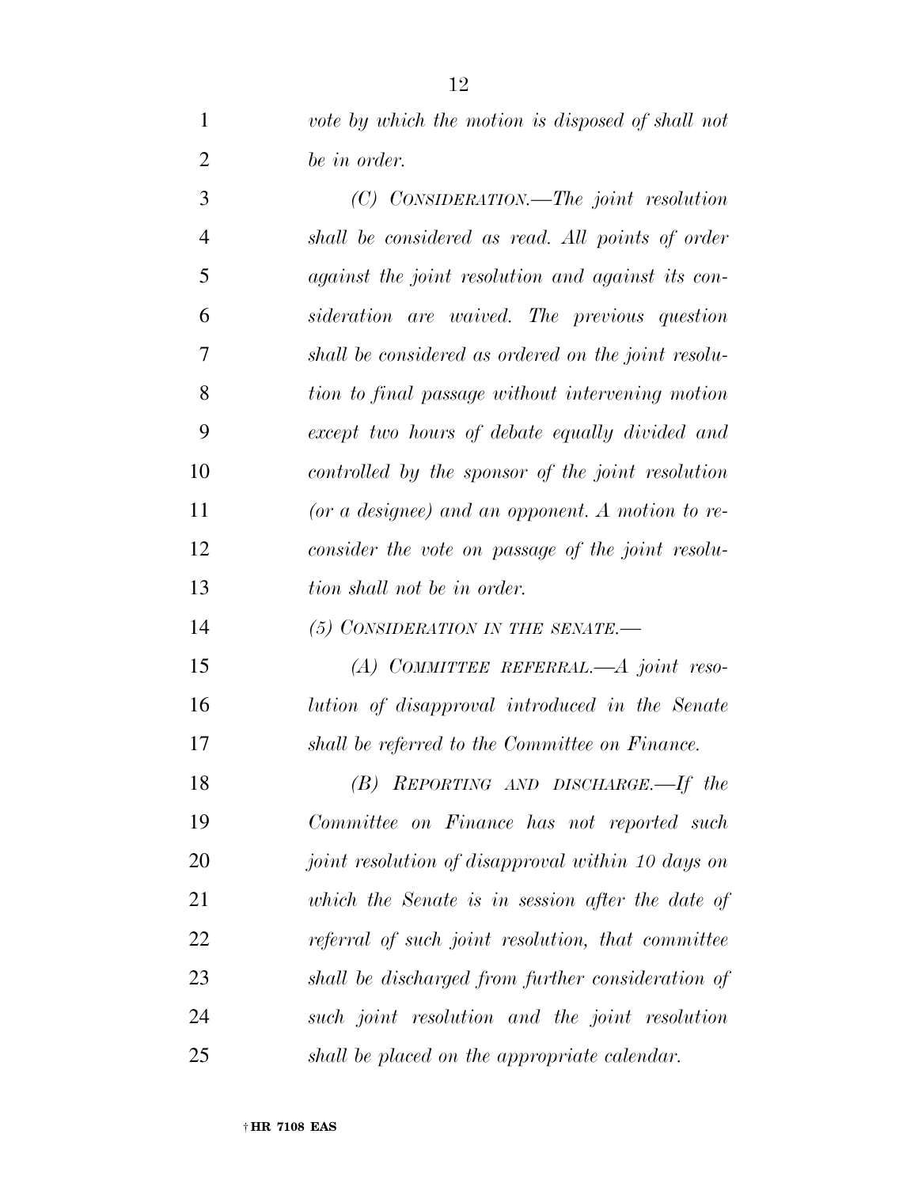*vote by which the motion is disposed of shall not be in order.*

*(C) CONSIDERATION.—The joint resolution shall be considered as read. All points of order against the joint resolution and against its consideration are waived. The previous question shall be considered as ordered on the joint resolution to final passage without intervening motion except two hours of debate equally divided and controlled by the sponsor of the joint resolution (or a designee) and an opponent. A motion to reconsider the vote on passage of the joint resolution shall not be in order.*

*(5) CONSIDERATION IN THE SENATE.—*

*(A) COMMITTEE REFERRAL.—A joint resolution of disapproval introduced in the Senate shall be referred to the Committee on Finance.*

*(B) REPORTING AND DISCHARGE.—If the Committee on Finance has not reported such joint resolution of disapproval within 10 days on which the Senate is in session after the date of referral of such joint resolution, that committee shall be discharged from further consideration of such joint resolution and the joint resolution shall be placed on the appropriate calendar.*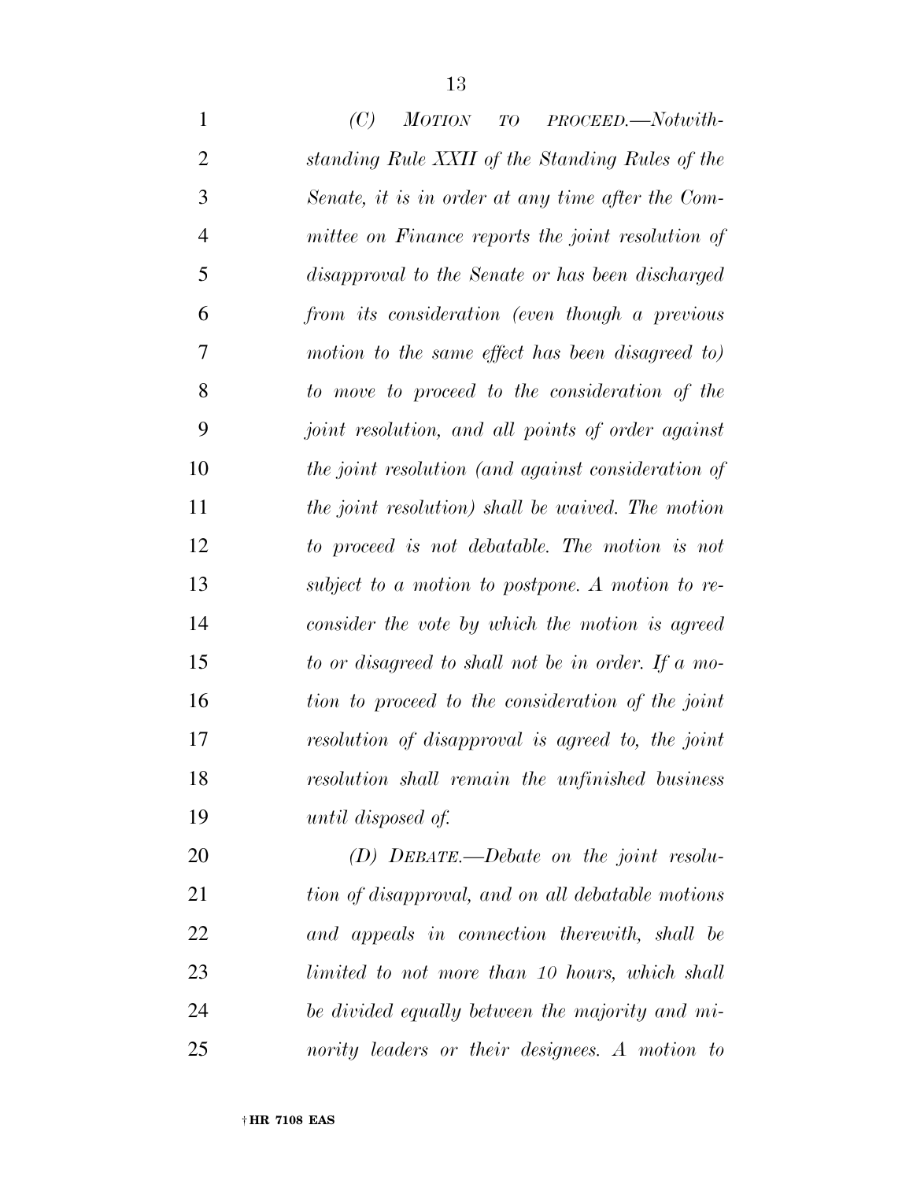*(C) MOTION TO PROCEED.—Notwithstanding Rule XXII of the Standing Rules of the Senate, it is in order at any time after the Committee on Finance reports the joint resolution of disapproval to the Senate or has been discharged from its consideration (even though a previous motion to the same effect has been disagreed to) to move to proceed to the consideration of the joint resolution, and all points of order against the joint resolution (and against consideration of the joint resolution) shall be waived. The motion to proceed is not debatable. The motion is not subject to a motion to postpone. A motion to reconsider the vote by which the motion is agreed to or disagreed to shall not be in order. If a motion to proceed to the consideration of the joint resolution of disapproval is agreed to, the joint resolution shall remain the unfinished business until disposed of.*

*(D) DEBATE.—Debate on the joint resolution of disapproval, and on all debatable motions and appeals in connection therewith, shall be limited to not more than 10 hours, which shall be divided equally between the majority and minority leaders or their designees. A motion to*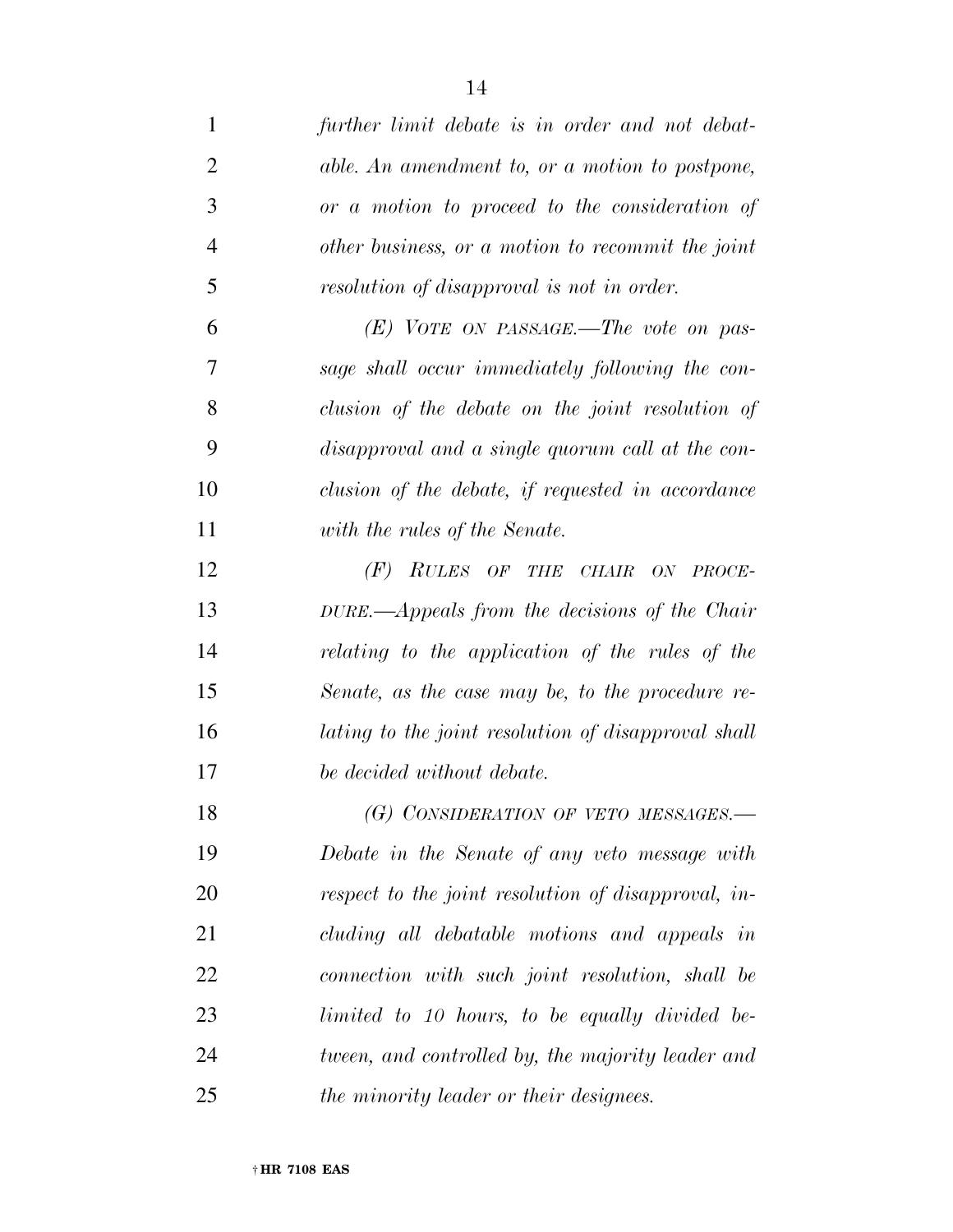*further limit debate is in order and not debatable. An amendment to, or a motion to postpone, or a motion to proceed to the consideration of other business, or a motion to recommit the joint resolution of disapproval is not in order.*

*(E) VOTE ON PASSAGE.—The vote on passage shall occur immediately following the conclusion of the debate on the joint resolution of disapproval and a single quorum call at the conclusion of the debate, if requested in accordance with the rules of the Senate.*

*(F) RULES OF THE CHAIR ON PROCEDURE.—Appeals from the decisions of the Chair relating to the application of the rules of the Senate, as the case may be, to the procedure relating to the joint resolution of disapproval shall be decided without debate.*

*(G) CONSIDERATION OF VETO MESSAGES.—Debate in the Senate of any veto message with respect to the joint resolution of disapproval, including all debatable motions and appeals in connection with such joint resolution, shall be limited to 10 hours, to be equally divided between, and controlled by, the majority leader and the minority leader or their designees.*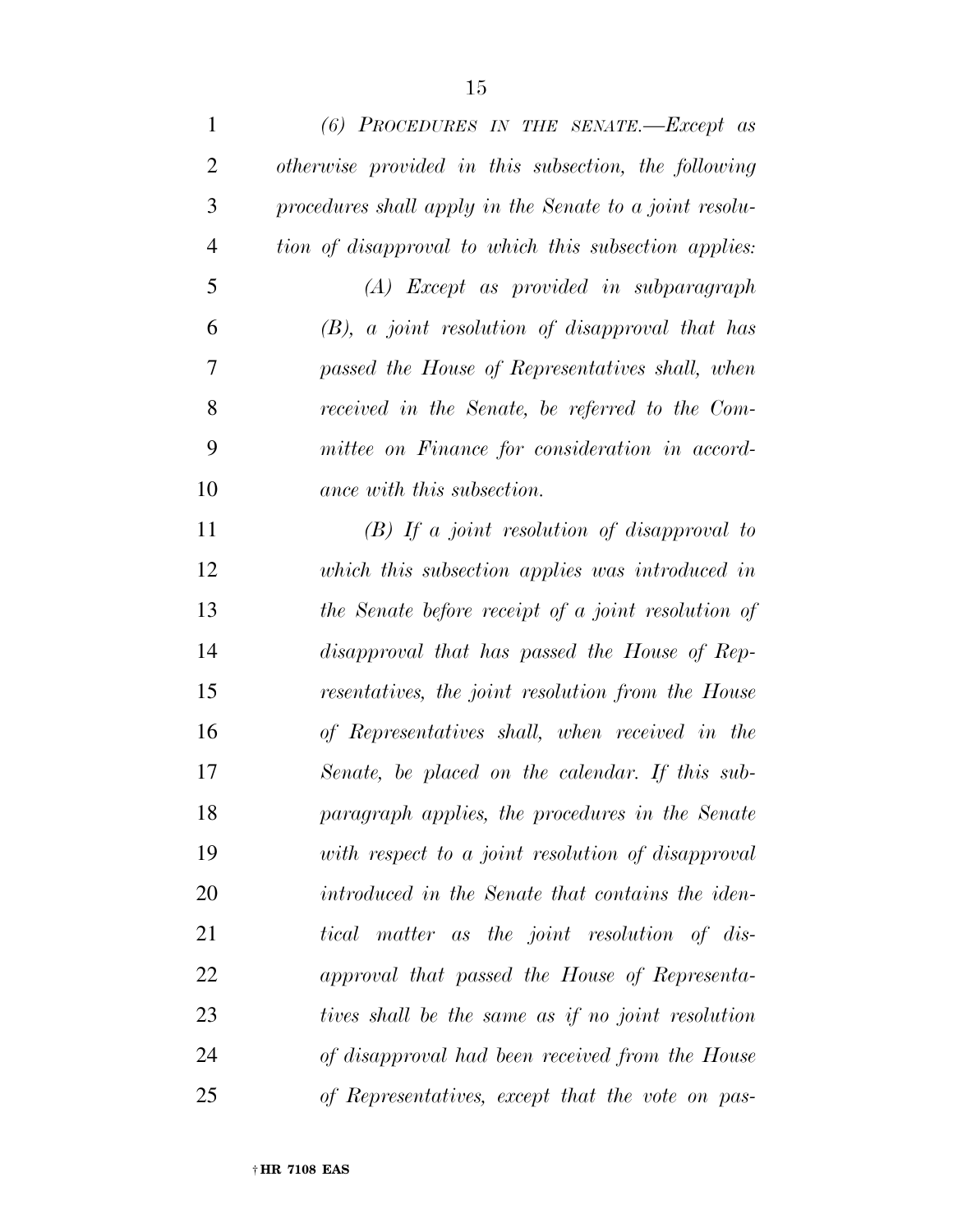*(6) PROCEDURES IN THE SENATE.—Except as otherwise provided in this subsection, the following procedures shall apply in the Senate to a joint resolution of disapproval to which this subsection applies:*

*(A) Except as provided in subparagraph (B), a joint resolution of disapproval that has passed the House of Representatives shall, when received in the Senate, be referred to the Committee on Finance for consideration in accordance with this subsection.*

*(B) If a joint resolution of disapproval to which this subsection applies was introduced in the Senate before receipt of a joint resolution of disapproval that has passed the House of Representatives, the joint resolution from the House of Representatives shall, when received in the Senate, be placed on the calendar. If this subparagraph applies, the procedures in the Senate with respect to a joint resolution of disapproval introduced in the Senate that contains the identical matter as the joint resolution of disapproval that passed the House of Representatives shall be the same as if no joint resolution of disapproval had been received from the House of Representatives, except that the vote on pas-*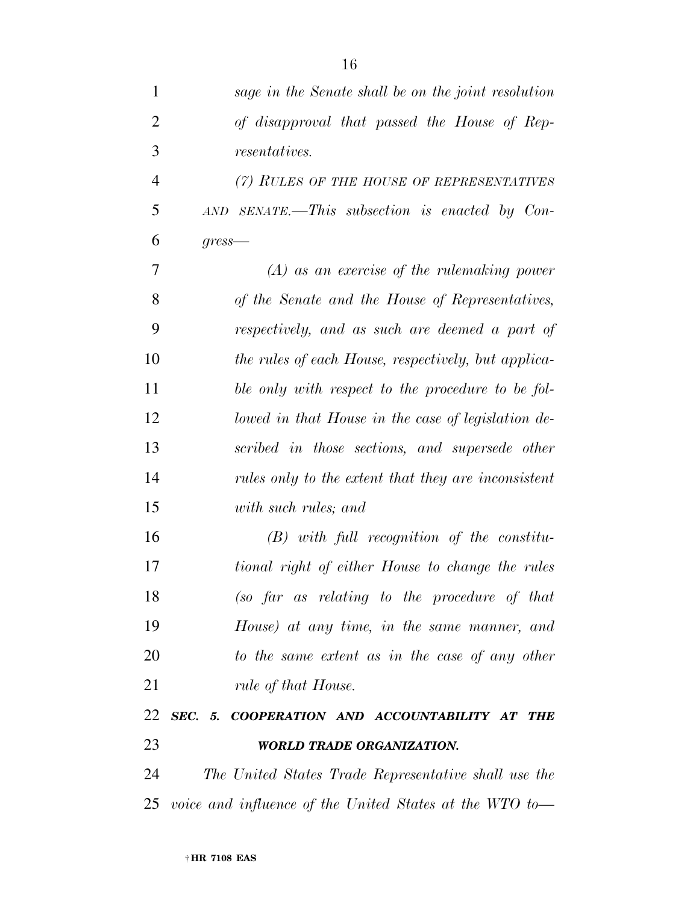*sage in the Senate shall be on the joint resolution of disapproval that passed the House of Representatives.*

*(7) RULES OF THE HOUSE OF REPRESENTATIVES AND SENATE.—This subsection is enacted by Congress—*

*(A) as an exercise of the rulemaking power of the Senate and the House of Representatives, respectively, and as such are deemed a part of the rules of each House, respectively, but applicable only with respect to the procedure to be followed in that House in the case of legislation described in those sections, and supersede other rules only to the extent that they are inconsistent with such rules; and*

*(B) with full recognition of the constitutional right of either House to change the rules (so far as relating to the procedure of that House) at any time, in the same manner, and to the same extent as in the case of any other rule of that House.*

### *SEC. 5. COOPERATION AND ACCOUNTABILITY AT THE WORLD TRADE ORGANIZATION.*

*The United States Trade Representative shall use the voice and influence of the United States at the WTO to—*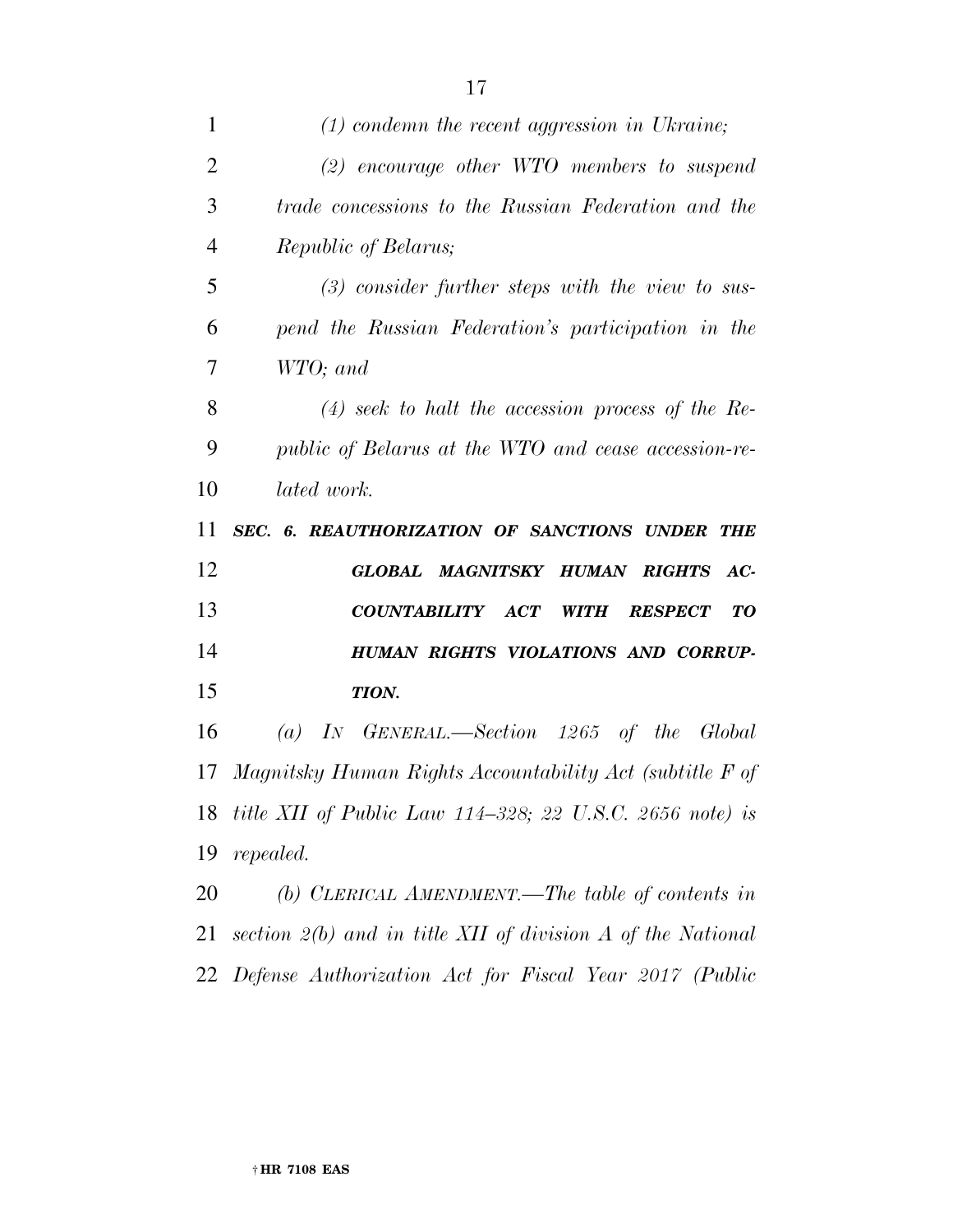*(1) condemn the recent aggression in Ukraine;*

*(2) encourage other WTO members to suspend trade concessions to the Russian Federation and the Republic of Belarus;*

*(3) consider further steps with the view to suspend the Russian Federation's participation in the WTO; and*

*(4) seek to halt the accession process of the Republic of Belarus at the WTO and cease accession-related work.*

***SEC. 6. REAUTHORIZATION OF SANCTIONS UNDER THE GLOBAL MAGNITSKY HUMAN RIGHTS ACCOUNTABILITY ACT WITH RESPECT TO HUMAN RIGHTS VIOLATIONS AND CORRUPTION.***

*(a) IN GENERAL.—Section 1265 of the Global Magnitsky Human Rights Accountability Act (subtitle F of title XII of Public Law 114–328; 22 U.S.C. 2656 note) is repealed.*

*(b) CLERICAL AMENDMENT.—The table of contents in section 2(b) and in title XII of division A of the National Defense Authorization Act for Fiscal Year 2017 (Public*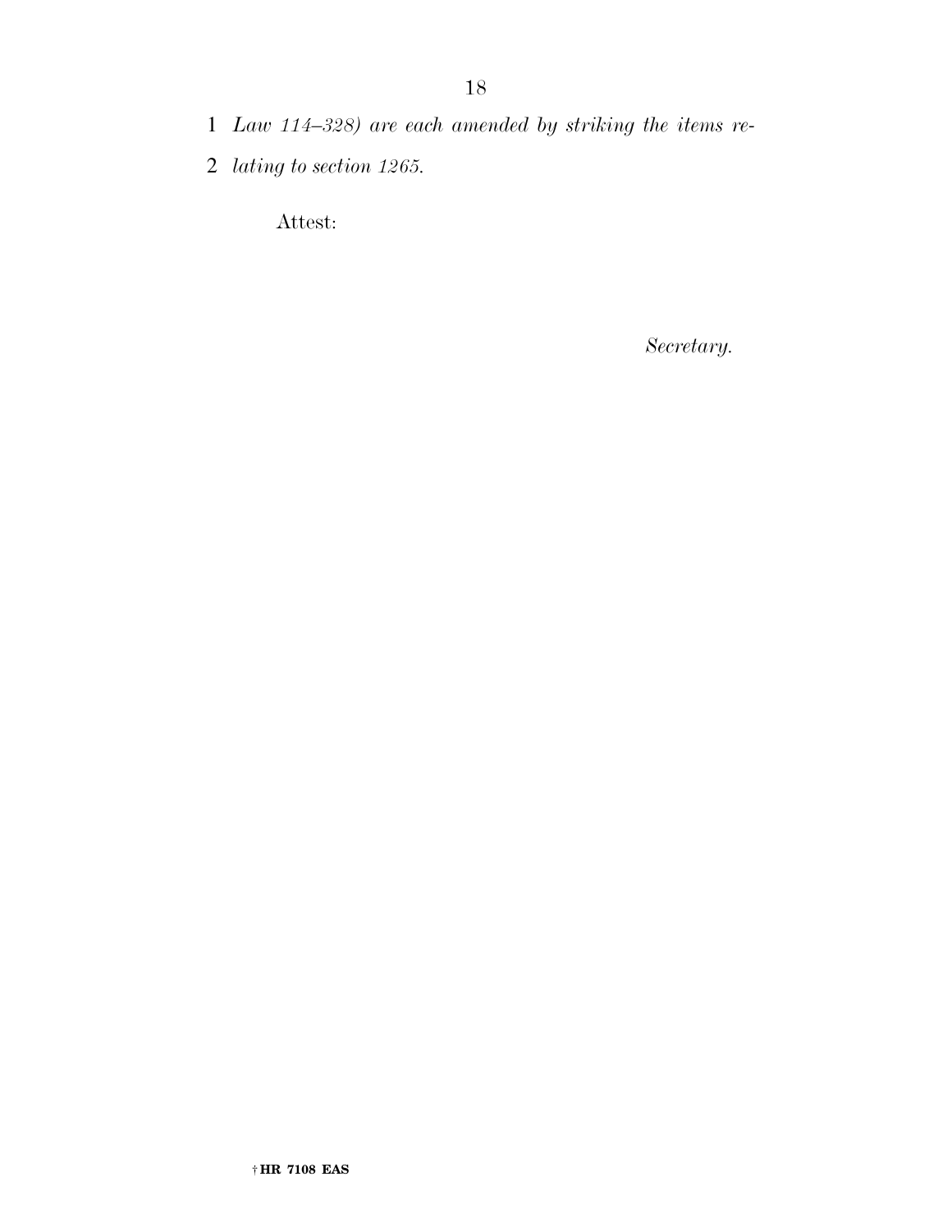*Law 114–328) are each amended by striking the items relating to section 1265.*

Attest:

*Secretary.*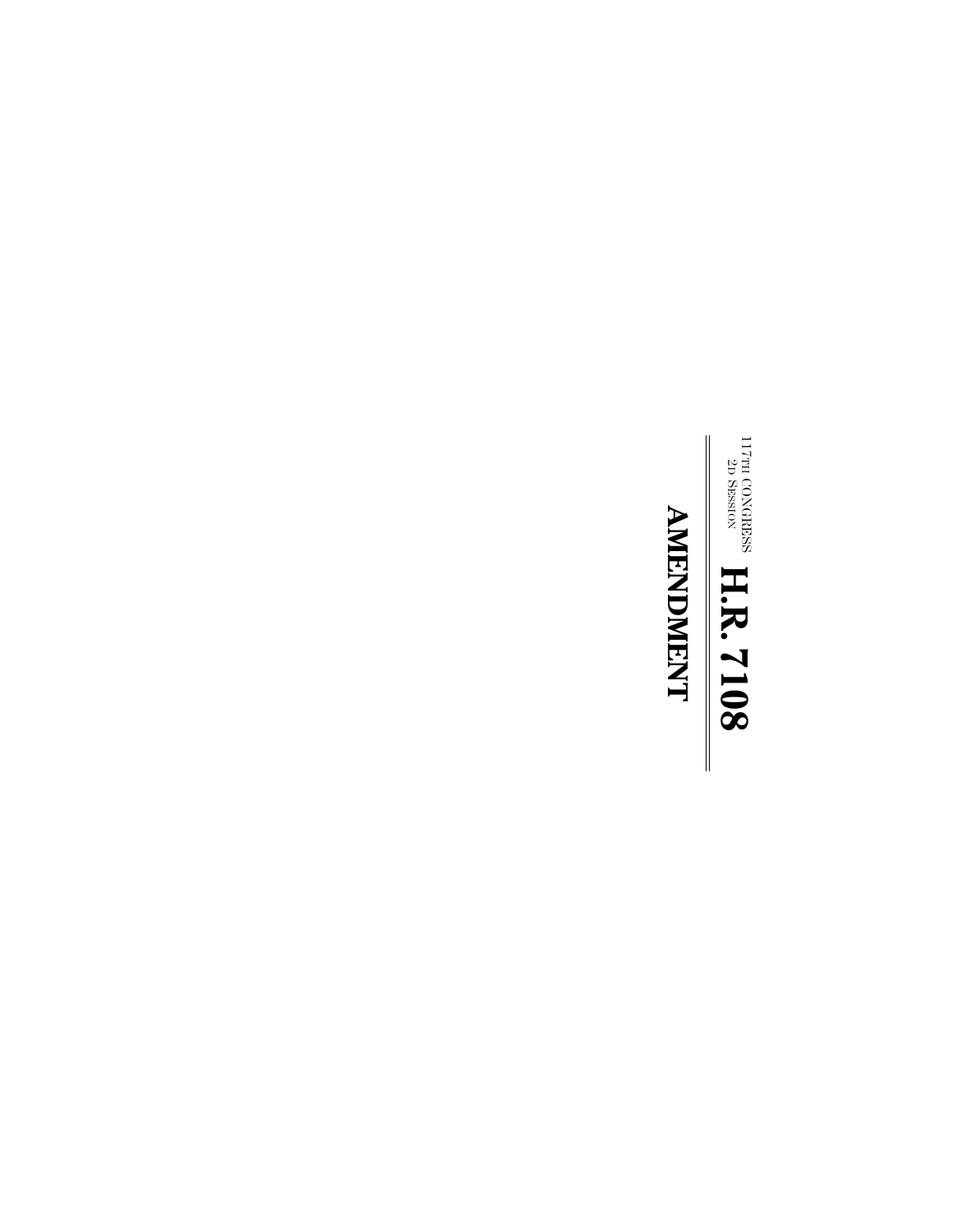117TH CONGRESS
2D SESSION

# H.R. 7108

## AMENDMENT